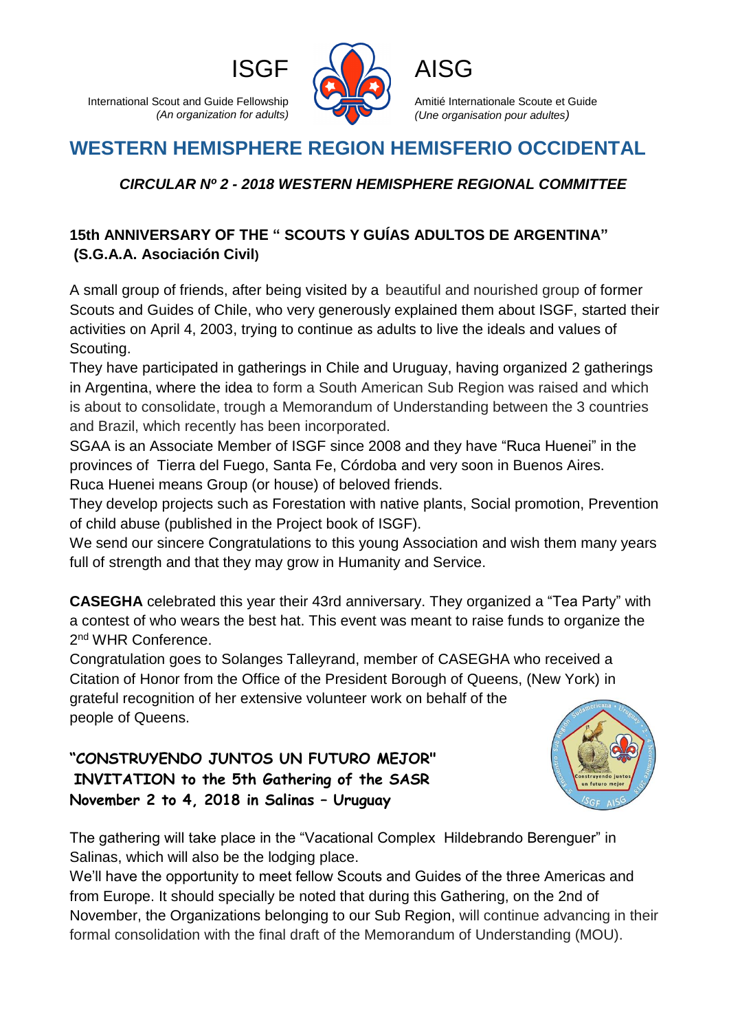ISGF

International Scout and Guide Fellowship
*(An organization for adults)*

AISG

Amitié Internationale Scoute et Guide
*(Une organisation pour adultes)*

# WESTERN HEMISPHERE REGION HEMISFERIO OCCIDENTAL

***CIRCULAR Nº 2 - 2018 WESTERN HEMISPHERE REGIONAL COMMITTEE***

## 15th ANNIVERSARY OF THE " SCOUTS Y GUÍAS ADULTOS DE ARGENTINA" (S.G.A.A. Asociación Civil)

A small group of friends, after being visited by a beautiful and nourished group of former Scouts and Guides of Chile, who very generously explained them about ISGF, started their activities on April 4, 2003, trying to continue as adults to live the ideals and values of Scouting.

They have participated in gatherings in Chile and Uruguay, having organized 2 gatherings in Argentina, where the idea to form a South American Sub Region was raised and which is about to consolidate, trough a Memorandum of Understanding between the 3 countries and Brazil, which recently has been incorporated.

SGAA is an Associate Member of ISGF since 2008 and they have "Ruca Huenei" in the provinces of Tierra del Fuego, Santa Fe, Córdoba and very soon in Buenos Aires.

Ruca Huenei means Group (or house) of beloved friends.

They develop projects such as Forestation with native plants, Social promotion, Prevention of child abuse (published in the Project book of ISGF).

We send our sincere Congratulations to this young Association and wish them many years full of strength and that they may grow in Humanity and Service.

**CASEGHA** celebrated this year their 43rd anniversary. They organized a "Tea Party" with a contest of who wears the best hat. This event was meant to raise funds to organize the 2nd WHR Conference.

Congratulation goes to Solanges Talleyrand, member of CASEGHA who received a Citation of Honor from the Office of the President Borough of Queens, (New York) in grateful recognition of her extensive volunteer work on behalf of the people of Queens.

## "CONSTRUYENDO JUNTOS UN FUTURO MEJOR" INVITATION to the 5th Gathering of the SASR November 2 to 4, 2018 in Salinas – Uruguay

The gathering will take place in the "Vacational Complex Hildebrando Berenguer" in Salinas, which will also be the lodging place.

We'll have the opportunity to meet fellow Scouts and Guides of the three Americas and from Europe. It should specially be noted that during this Gathering, on the 2nd of November, the Organizations belonging to our Sub Region, will continue advancing in their formal consolidation with the final draft of the Memorandum of Understanding (MOU).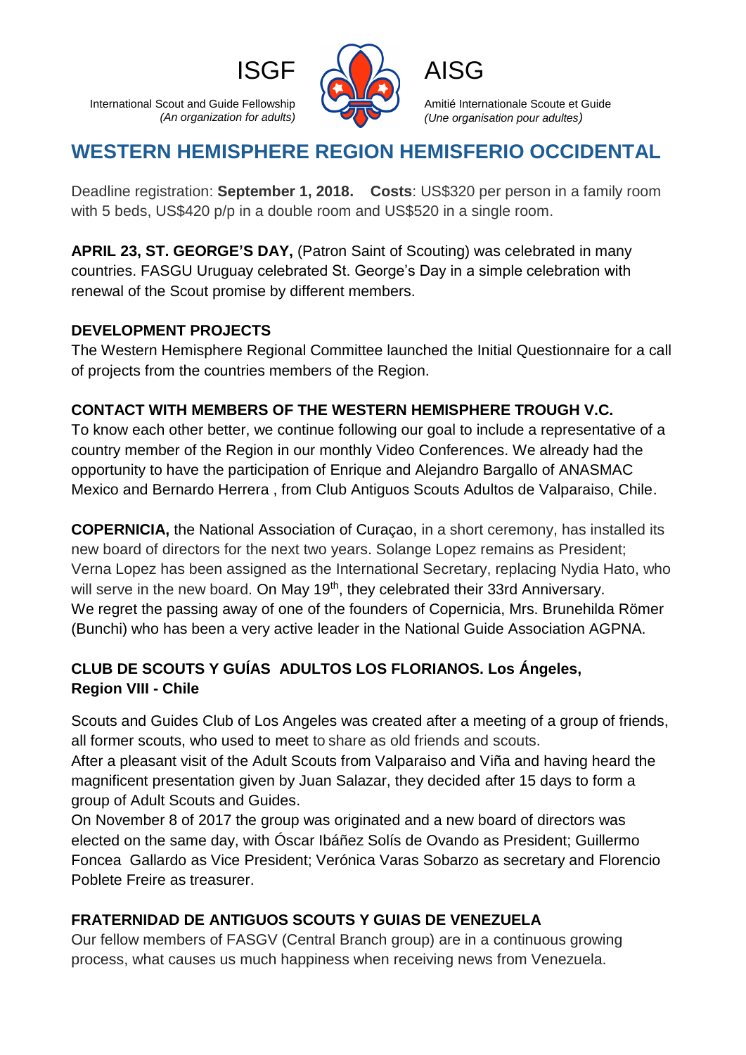ISGF — International Scout and Guide Fellowship *(An organization for adults)*

AISG — Amitié Internationale Scoute et Guide *(Une organisation pour adultes)*

# WESTERN HEMISPHERE REGION HEMISFERIO OCCIDENTAL

Deadline registration: **September 1, 2018.** **Costs**: US$320 per person in a family room with 5 beds, US$420 p/p in a double room and US$520 in a single room.

**APRIL 23, ST. GEORGE'S DAY,** (Patron Saint of Scouting) was celebrated in many countries. FASGU Uruguay celebrated St. George's Day in a simple celebration with renewal of the Scout promise by different members.

**DEVELOPMENT PROJECTS**

The Western Hemisphere Regional Committee launched the Initial Questionnaire for a call of projects from the countries members of the Region.

**CONTACT WITH MEMBERS OF THE WESTERN HEMISPHERE TROUGH V.C.**

To know each other better, we continue following our goal to include a representative of a country member of the Region in our monthly Video Conferences. We already had the opportunity to have the participation of Enrique and Alejandro Bargallo of ANASMAC Mexico and Bernardo Herrera , from Club Antiguos Scouts Adultos de Valparaiso, Chile.

**COPERNICIA,** the National Association of Curaçao, in a short ceremony, has installed its new board of directors for the next two years. Solange Lopez remains as President; Verna Lopez has been assigned as the International Secretary, replacing Nydia Hato, who will serve in the new board. On May 19th, they celebrated their 33rd Anniversary.
We regret the passing away of one of the founders of Copernicia, Mrs. Brunehilda Römer (Bunchi) who has been a very active leader in the National Guide Association AGPNA.

**CLUB DE SCOUTS Y GUÍAS ADULTOS LOS FLORIANOS. Los Ángeles, Region VIII - Chile**

Scouts and Guides Club of Los Angeles was created after a meeting of a group of friends, all former scouts, who used to meet to share as old friends and scouts.
After a pleasant visit of the Adult Scouts from Valparaiso and Viña and having heard the magnificent presentation given by Juan Salazar, they decided after 15 days to form a group of Adult Scouts and Guides.
On November 8 of 2017 the group was originated and a new board of directors was elected on the same day, with Óscar Ibáñez Solís de Ovando as President; Guillermo Foncea Gallardo as Vice President; Verónica Varas Sobarzo as secretary and Florencio Poblete Freire as treasurer.

**FRATERNIDAD DE ANTIGUOS SCOUTS Y GUIAS DE VENEZUELA**

Our fellow members of FASGV (Central Branch group) are in a continuous growing process, what causes us much happiness when receiving news from Venezuela.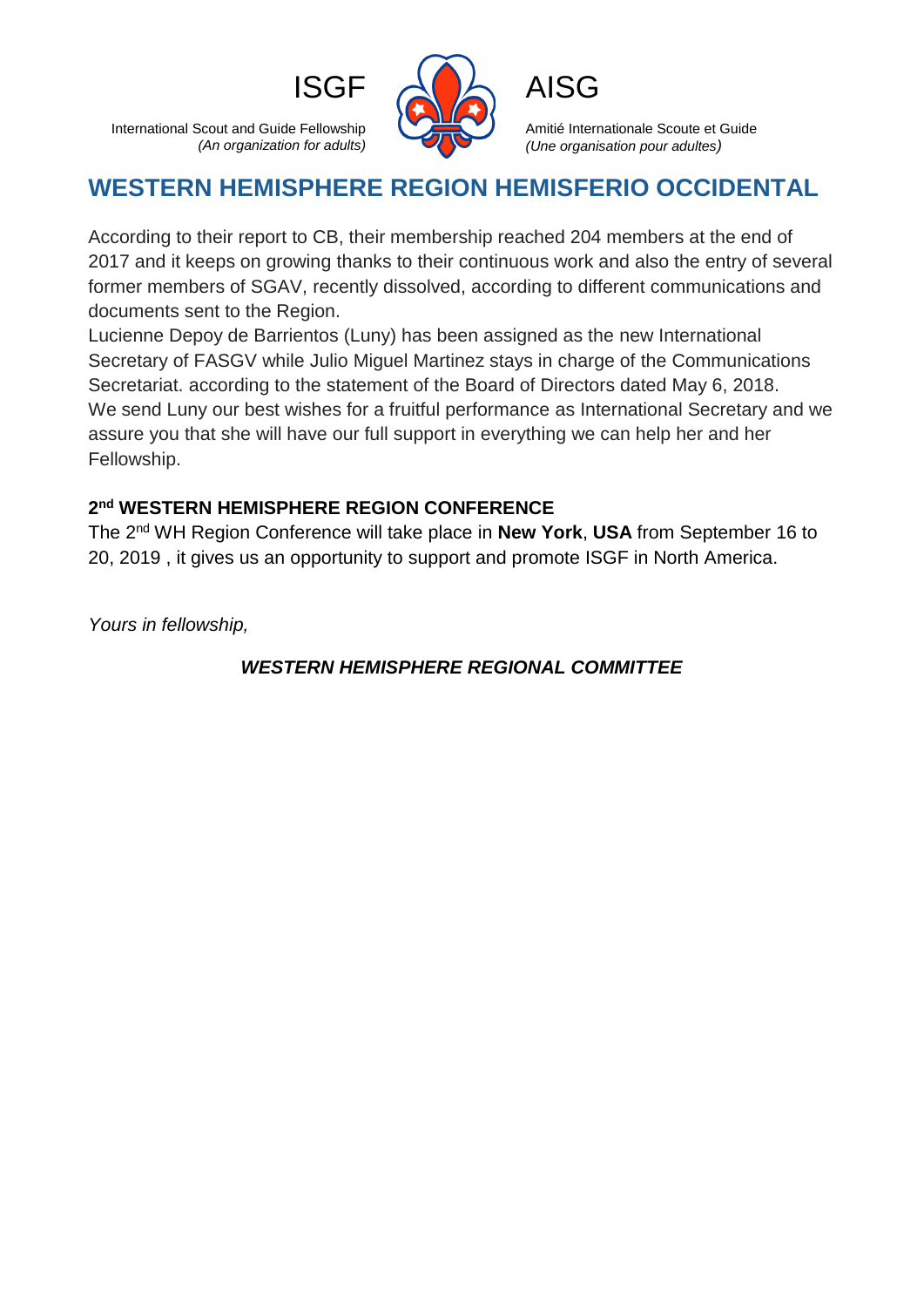ISGF

International Scout and Guide Fellowship
*(An organization for adults)*

AISG

Amitié Internationale Scoute et Guide
*(Une organisation pour adultes)*

# WESTERN HEMISPHERE REGION HEMISFERIO OCCIDENTAL

According to their report to CB, their membership reached 204 members at the end of 2017 and it keeps on growing thanks to their continuous work and also the entry of several former members of SGAV, recently dissolved, according to different communications and documents sent to the Region.
Lucienne Depoy de Barrientos (Luny) has been assigned as the new International Secretary of FASGV while Julio Miguel Martinez stays in charge of the Communications Secretariat. according to the statement of the Board of Directors dated May 6, 2018.
We send Luny our best wishes for a fruitful performance as International Secretary and we assure you that she will have our full support in everything we can help her and her Fellowship.

### 2nd WESTERN HEMISPHERE REGION CONFERENCE

The 2nd WH Region Conference will take place in **New York**, **USA** from September 16 to 20, 2019 , it gives us an opportunity to support and promote ISGF in North America.

*Yours in fellowship,*

***WESTERN HEMISPHERE REGIONAL COMMITTEE***